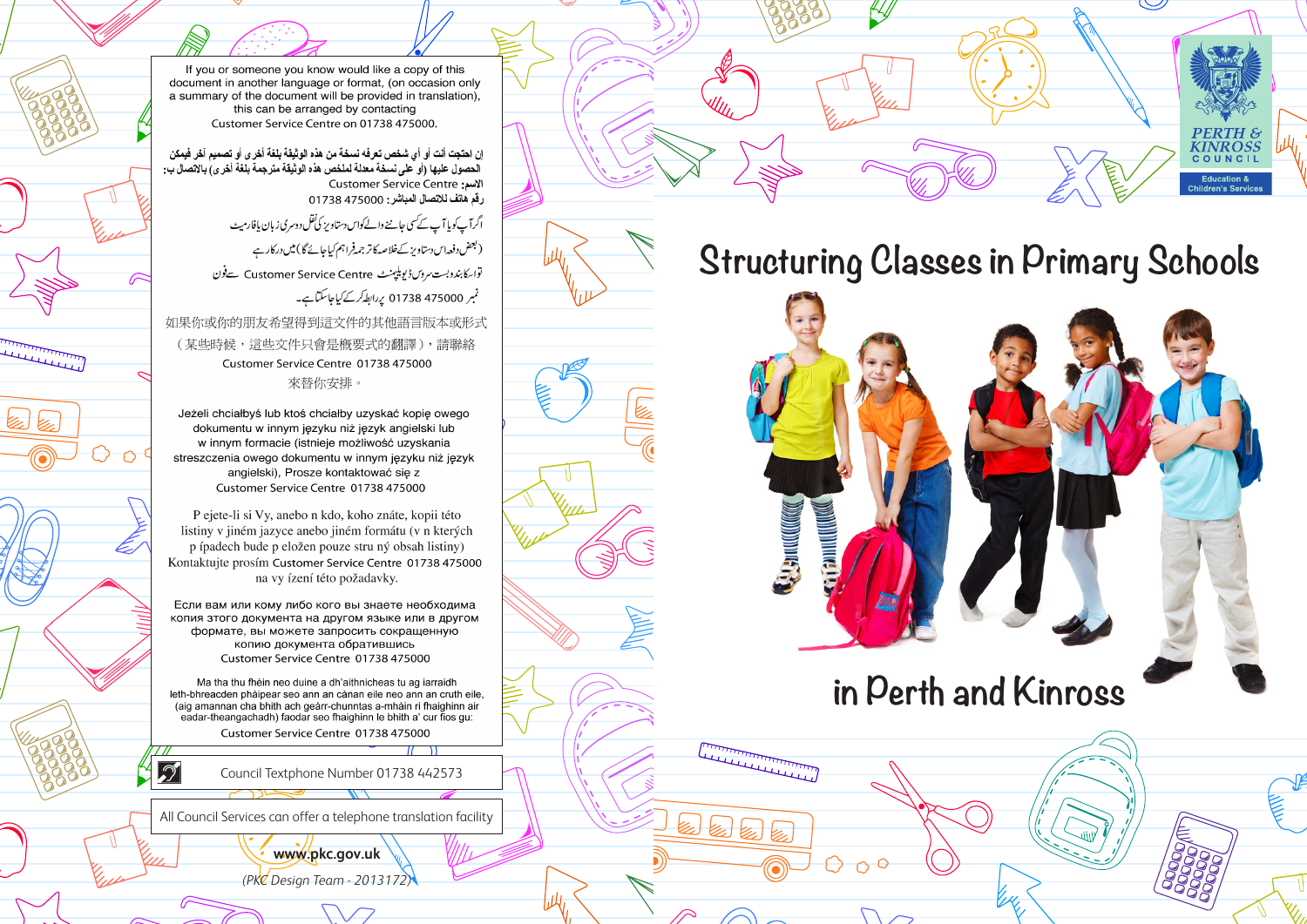If you or someone you know would like a copy of this document in another language or format, (on occasion only a summary of the document will be provided in translation), this can be arranged by contacting Customer Service Centre on 01738 475000.

إن احتجت أنت أو أي شخص تعرفه نسخة من هذه الوثيقة بلغة أخرى أو تصميم آخر فيمكن الحصول عليها (أو على نسخة معدلة لملخص هذه الوثيقة مترجمة بلغة أخرى) بالاتصال ب:
الاسم: Customer Service Centre
رقم هاتف للاتصال المباشر: 01738 475000

اگر آپ کو یا آپ کے کسی جاننے والے کو اس دستاویز کی نقل دوسری زبان یا فارمیٹ
(بعض دفعہ اس دستاویز کے خلاصہ کا ترجمہ فراہم کیا جائے گا) میں درکار ہے
تو اسکا بندوبست سروس ڈیولپمنٹ Customer Service Centre سے فون
نمبر 01738 475000 پر رابطہ کر کے کیا جا سکتا ہے۔

如果你或你的朋友希望得到這文件的其他語言版本或形式
（某些時候，這些文件只會是概要式的翻譯），請聯絡
Customer Service Centre 01738 475000
來替你安排。

Jeżeli chciałbyś lub ktoś chciałby uzyskać kopię owego dokumentu w innym języku niż język angielski lub w innym formacie (istnieje możliwość uzyskania streszczenia owego dokumentu w innym języku niż język angielski), Prosze kontaktować się z Customer Service Centre 01738 475000

P ejete-li si Vy, anebo n kdo, koho znáte, kopii této listiny v jiném jazyce anebo jiném formátu (v n kterých p ípadech bude p eložen pouze stru ný obsah listiny) Kontaktujte prosím Customer Service Centre 01738 475000 na vy ízení této požadavky.

Если вам или кому либо кого вы знаете необходима копия этого документа на другом языке или в другом формате, вы можете запросить сокращенную копию документа обратившись Customer Service Centre 01738 475000

Ma tha thu fhèin neo duine a dh'aithnicheas tu ag iarraidh leth-bhreacden phàipear seo ann an cànan eile neo ann an cruth eile, (aig amannan cha bhith ach geàrr-chunntas a-mhàin ri fhaighinn air eadar-theangachadh) faodar seo fhaighinn le bhith a' cur fios gu: Customer Service Centre 01738 475000

Council Textphone Number 01738 442573

All Council Services can offer a telephone translation facility

**www.pkc.gov.uk**

*(PKC Design Team - 2013172)*

PERTH & KINROSS COUNCIL
Education & Children's Services

# Structuring Classes in Primary Schools in Perth and Kinross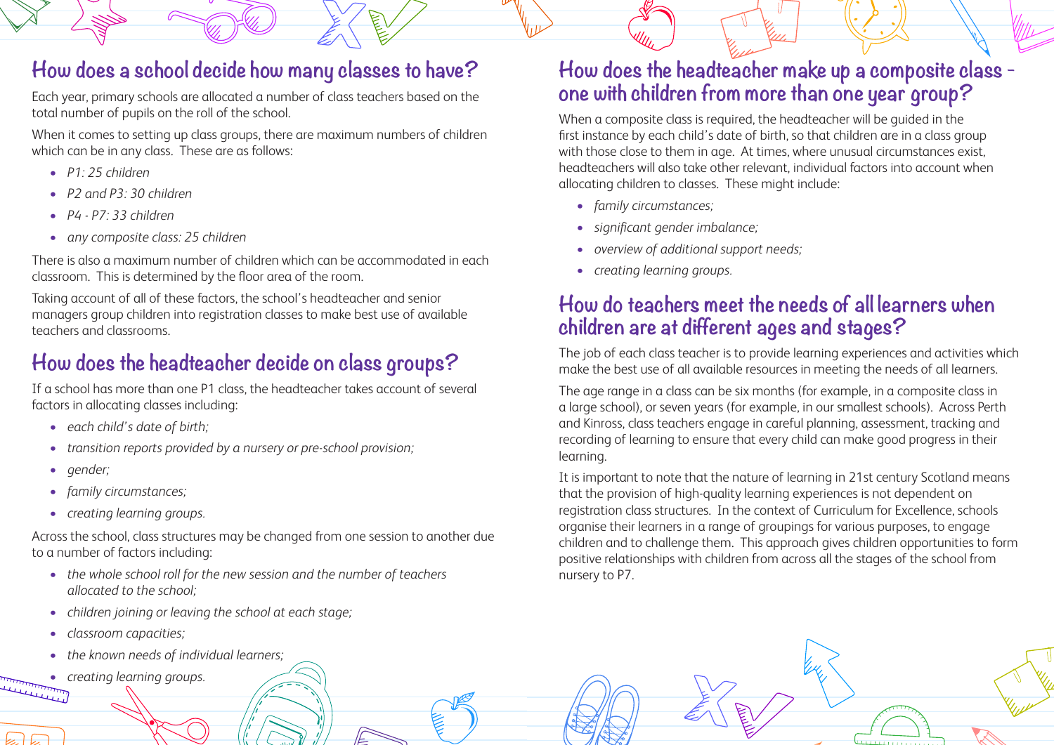## How does a school decide how many classes to have?

Each year, primary schools are allocated a number of class teachers based on the total number of pupils on the roll of the school.

When it comes to setting up class groups, there are maximum numbers of children which can be in any class. These are as follows:

- *P1: 25 children*
- *P2 and P3: 30 children*
- *P4 - P7: 33 children*
- *any composite class: 25 children*

There is also a maximum number of children which can be accommodated in each classroom. This is determined by the floor area of the room.

Taking account of all of these factors, the school's headteacher and senior managers group children into registration classes to make best use of available teachers and classrooms.

## How does the headteacher decide on class groups?

If a school has more than one P1 class, the headteacher takes account of several factors in allocating classes including:

- *each child's date of birth;*
- *transition reports provided by a nursery or pre-school provision;*
- *gender;*
- *family circumstances;*
- *creating learning groups.*

Across the school, class structures may be changed from one session to another due to a number of factors including:

- *the whole school roll for the new session and the number of teachers allocated to the school;*
- *children joining or leaving the school at each stage;*
- *classroom capacities;*
- *the known needs of individual learners;*
- *creating learning groups.*

## How does the headteacher make up a composite class - one with children from more than one year group?

When a composite class is required, the headteacher will be guided in the first instance by each child's date of birth, so that children are in a class group with those close to them in age. At times, where unusual circumstances exist, headteachers will also take other relevant, individual factors into account when allocating children to classes. These might include:

- *family circumstances;*
- *significant gender imbalance;*
- *overview of additional support needs;*
- *creating learning groups.*

## How do teachers meet the needs of all learners when children are at different ages and stages?

The job of each class teacher is to provide learning experiences and activities which make the best use of all available resources in meeting the needs of all learners.

The age range in a class can be six months (for example, in a composite class in a large school), or seven years (for example, in our smallest schools). Across Perth and Kinross, class teachers engage in careful planning, assessment, tracking and recording of learning to ensure that every child can make good progress in their learning.

It is important to note that the nature of learning in 21st century Scotland means that the provision of high-quality learning experiences is not dependent on registration class structures. In the context of Curriculum for Excellence, schools organise their learners in a range of groupings for various purposes, to engage children and to challenge them. This approach gives children opportunities to form positive relationships with children from across all the stages of the school from nursery to P7.